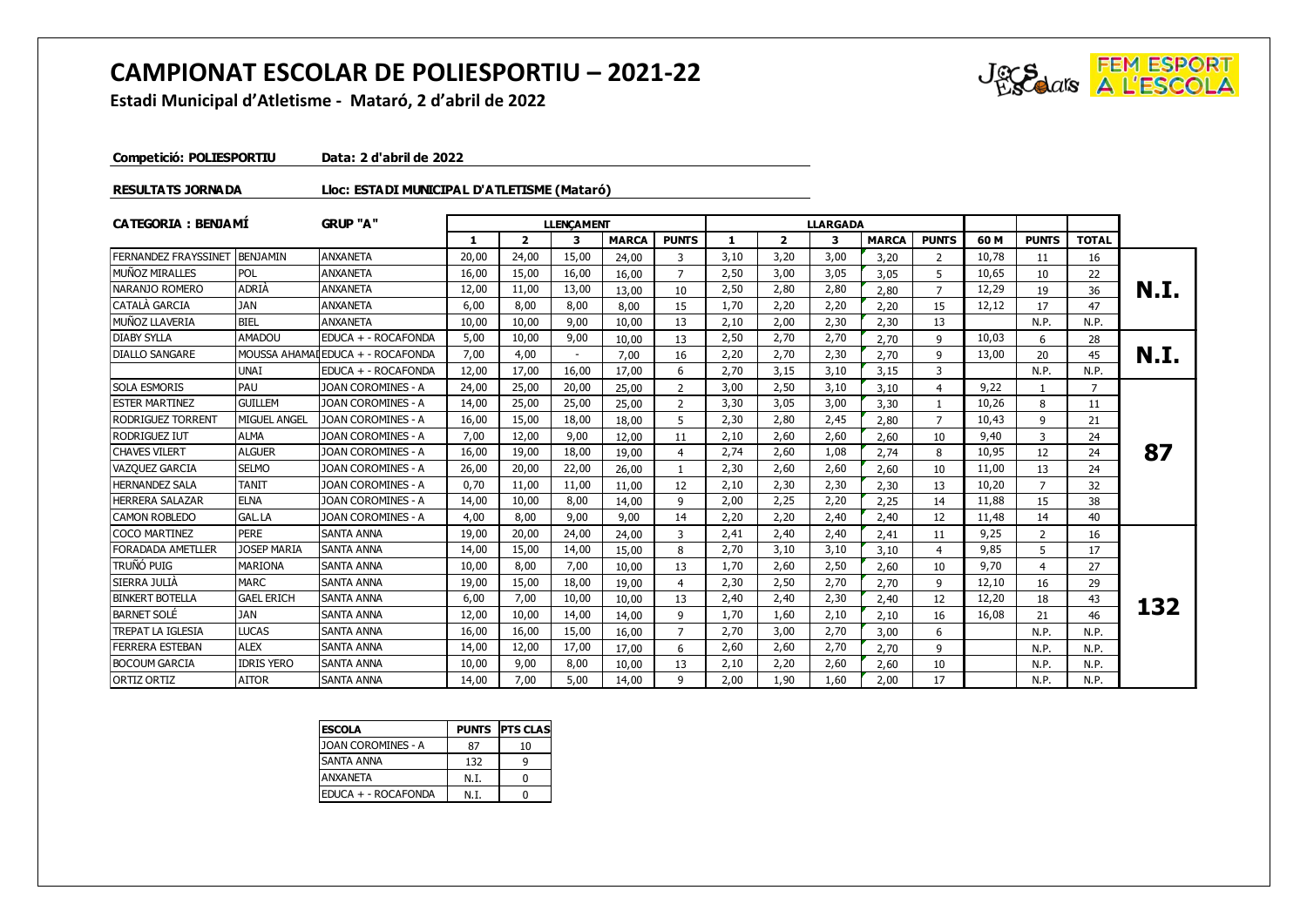# CAMPIONAT ESCOLAR DE POLIESPORTIU – 2021-22

**Estadi Municipal d'Atletisme - Mataró, 2 d'abril de 2022**

**Competició: POLIESPORTIU** &nbsp;&nbsp;&nbsp; **Data: 2 d'abril de 2022**

**RESULTATS JORNADA** &nbsp;&nbsp;&nbsp; **Lloc: ESTADI MUNICIPAL D'ATLETISME (Mataró)**

| CATEGORIA : BENJAMÍ | | GRUP "A" | LLENÇAMENT | | | | | LLARGADA | | | | | | | | |
|---|---|---|---|---|---|---|---|---|---|---|---|---|---|---|---|---|
| | | | 1 | 2 | 3 | MARCA | PUNTS | 1 | 2 | 3 | MARCA | PUNTS | 60 M | PUNTS | TOTAL | |
| FERNANDEZ FRAYSSINET | BENJAMIN | ANXANETA | 20,00 | 24,00 | 15,00 | 24,00 | 3 | 3,10 | 3,20 | 3,00 | 3,20 | 2 | 10,78 | 11 | 16 | N.I. |
| MUÑOZ MIRALLES | POL | ANXANETA | 16,00 | 15,00 | 16,00 | 16,00 | 7 | 2,50 | 3,00 | 3,05 | 3,05 | 5 | 10,65 | 10 | 22 | |
| NARANJO ROMERO | ADRIÀ | ANXANETA | 12,00 | 11,00 | 13,00 | 13,00 | 10 | 2,50 | 2,80 | 2,80 | 2,80 | 7 | 12,29 | 19 | 36 | |
| CATALÀ GARCIA | JAN | ANXANETA | 6,00 | 8,00 | 8,00 | 8,00 | 15 | 1,70 | 2,20 | 2,20 | 2,20 | 15 | 12,12 | 17 | 47 | |
| MUÑOZ LLAVERIA | BIEL | ANXANETA | 10,00 | 10,00 | 9,00 | 10,00 | 13 | 2,10 | 2,00 | 2,30 | 2,30 | 13 | | N.P. | N.P. | |
| DIABY SYLLA | AMADOU | EDUCA + - ROCAFONDA | 5,00 | 10,00 | 9,00 | 10,00 | 13 | 2,50 | 2,70 | 2,70 | 2,70 | 9 | 10,03 | 6 | 28 | N.I. |
| DIALLO SANGARE | MOUSSA AHAMAI | EDUCA + - ROCAFONDA | 7,00 | 4,00 | - | 7,00 | 16 | 2,20 | 2,70 | 2,30 | 2,70 | 9 | 13,00 | 20 | 45 | |
| | UNAI | EDUCA + - ROCAFONDA | 12,00 | 17,00 | 16,00 | 17,00 | 6 | 2,70 | 3,15 | 3,10 | 3,15 | 3 | | N.P. | N.P. | |
| SOLA ESMORIS | PAU | JOAN COROMINES - A | 24,00 | 25,00 | 20,00 | 25,00 | 2 | 3,00 | 2,50 | 3,10 | 3,10 | 4 | 9,22 | 1 | 7 | 87 |
| ESTER MARTINEZ | GUILLEM | JOAN COROMINES - A | 14,00 | 25,00 | 25,00 | 25,00 | 2 | 3,30 | 3,05 | 3,00 | 3,30 | 1 | 10,26 | 8 | 11 | |
| RODRIGUEZ TORRENT | MIGUEL ANGEL | JOAN COROMINES - A | 16,00 | 15,00 | 18,00 | 18,00 | 5 | 2,30 | 2,80 | 2,45 | 2,80 | 7 | 10,43 | 9 | 21 | |
| RODRIGUEZ IUT | ALMA | JOAN COROMINES - A | 7,00 | 12,00 | 9,00 | 12,00 | 11 | 2,10 | 2,60 | 2,60 | 2,60 | 10 | 9,40 | 3 | 24 | |
| CHAVES VILERT | ALGUER | JOAN COROMINES - A | 16,00 | 19,00 | 18,00 | 19,00 | 4 | 2,74 | 2,60 | 1,08 | 2,74 | 8 | 10,95 | 12 | 24 | |
| VAZQUEZ GARCIA | SELMO | JOAN COROMINES - A | 26,00 | 20,00 | 22,00 | 26,00 | 1 | 2,30 | 2,60 | 2,60 | 2,60 | 10 | 11,00 | 13 | 24 | |
| HERNANDEZ SALA | TANIT | JOAN COROMINES - A | 0,70 | 11,00 | 11,00 | 11,00 | 12 | 2,10 | 2,30 | 2,30 | 2,30 | 13 | 10,20 | 7 | 32 | |
| HERRERA SALAZAR | ELNA | JOAN COROMINES - A | 14,00 | 10,00 | 8,00 | 14,00 | 9 | 2,00 | 2,25 | 2,20 | 2,25 | 14 | 11,88 | 15 | 38 | |
| CAMON ROBLEDO | GAL.LA | JOAN COROMINES - A | 4,00 | 8,00 | 9,00 | 9,00 | 14 | 2,20 | 2,20 | 2,40 | 2,40 | 12 | 11,48 | 14 | 40 | |
| COCO MARTINEZ | PERE | SANTA ANNA | 19,00 | 20,00 | 24,00 | 24,00 | 3 | 2,41 | 2,40 | 2,40 | 2,41 | 11 | 9,25 | 2 | 16 | 132 |
| FORADADA AMETLLER | JOSEP MARIA | SANTA ANNA | 14,00 | 15,00 | 14,00 | 15,00 | 8 | 2,70 | 3,10 | 3,10 | 3,10 | 4 | 9,85 | 5 | 17 | |
| TRUÑÓ PUIG | MARIONA | SANTA ANNA | 10,00 | 8,00 | 7,00 | 10,00 | 13 | 1,70 | 2,60 | 2,50 | 2,60 | 10 | 9,70 | 4 | 27 | |
| SIERRA JULIÀ | MARC | SANTA ANNA | 19,00 | 15,00 | 18,00 | 19,00 | 4 | 2,30 | 2,50 | 2,70 | 2,70 | 9 | 12,10 | 16 | 29 | |
| BINKERT BOTELLA | GAEL ERICH | SANTA ANNA | 6,00 | 7,00 | 10,00 | 10,00 | 13 | 2,40 | 2,40 | 2,30 | 2,40 | 12 | 12,20 | 18 | 43 | |
| BARNET SOLÉ | JAN | SANTA ANNA | 12,00 | 10,00 | 14,00 | 14,00 | 9 | 1,70 | 1,60 | 2,10 | 2,10 | 16 | 16,08 | 21 | 46 | |
| TREPAT LA IGLESIA | LUCAS | SANTA ANNA | 16,00 | 16,00 | 15,00 | 16,00 | 7 | 2,70 | 3,00 | 2,70 | 3,00 | 6 | | N.P. | N.P. | |
| FERRERA ESTEBAN | ALEX | SANTA ANNA | 14,00 | 12,00 | 17,00 | 17,00 | 6 | 2,60 | 2,60 | 2,70 | 2,70 | 9 | | N.P. | N.P. | |
| BOCOUM GARCIA | IDRIS YERO | SANTA ANNA | 10,00 | 9,00 | 8,00 | 10,00 | 13 | 2,10 | 2,20 | 2,60 | 2,60 | 10 | | N.P. | N.P. | |
| ORTIZ ORTIZ | AITOR | SANTA ANNA | 14,00 | 7,00 | 5,00 | 14,00 | 9 | 2,00 | 1,90 | 1,60 | 2,00 | 17 | | N.P. | N.P. | |

| ESCOLA | PUNTS | PTS CLAS |
|---|---|---|
| JOAN COROMINES - A | 87 | 10 |
| SANTA ANNA | 132 | 9 |
| ANXANETA | N.I. | 0 |
| EDUCA + - ROCAFONDA | N.I. | 0 |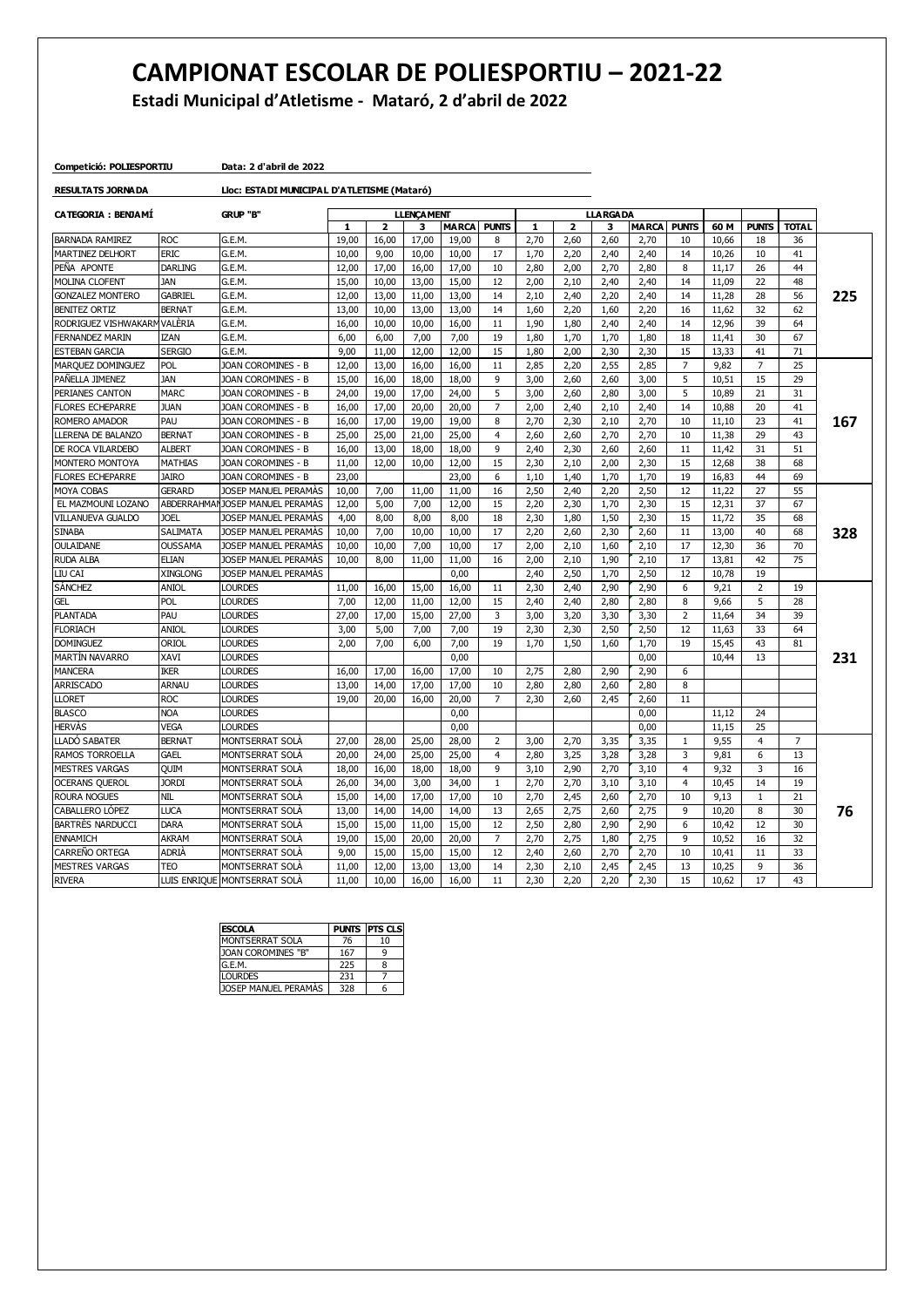# CAMPIONAT ESCOLAR DE POLIESPORTIU – 2021-22

**Estadi Municipal d'Atletisme - Mataró, 2 d'abril de 2022**

**Competició: POLIESPORTIU** **Data: 2 d'abril de 2022**

**RESULTATS JORNADA** **Lloc: ESTADI MUNICIPAL D'ATLETISME (Mataró)**

| CATEGORIA : BENJAMÍ | | GRUP "B" | LLENÇAMENT | | | | | LLARGADA | | | | | | | | |
|---|---|---|---|---|---|---|---|---|---|---|---|---|---|---|---|---|
| | | | 1 | 2 | 3 | MARCA | PUNTS | 1 | 2 | 3 | MARCA | PUNTS | 60 M | PUNTS | TOTAL | |
| BARNADA RAMIREZ | ROC | G.E.M. | 19,00 | 16,00 | 17,00 | 19,00 | 8 | 2,70 | 2,60 | 2,60 | 2,70 | 10 | 10,66 | 18 | 36 | |
| MARTINEZ DELHORT | ERIC | G.E.M. | 10,00 | 9,00 | 10,00 | 10,00 | 17 | 1,70 | 2,20 | 2,40 | 2,40 | 14 | 10,26 | 10 | 41 | |
| PEÑA APONTE | DARLING | G.E.M. | 12,00 | 17,00 | 16,00 | 17,00 | 10 | 2,80 | 2,00 | 2,70 | 2,80 | 8 | 11,17 | 26 | 44 | |
| MOLINA CLOFENT | JAN | G.E.M. | 15,00 | 10,00 | 13,00 | 15,00 | 12 | 2,00 | 2,10 | 2,40 | 2,40 | 14 | 11,09 | 22 | 48 | |
| GONZALEZ MONTERO | GABRIEL | G.E.M. | 12,00 | 13,00 | 11,00 | 13,00 | 14 | 2,10 | 2,40 | 2,20 | 2,40 | 14 | 11,28 | 28 | 56 | 225 |
| BENITEZ ORTIZ | BERNAT | G.E.M. | 13,00 | 10,00 | 13,00 | 13,00 | 14 | 1,60 | 2,20 | 1,60 | 2,20 | 16 | 11,62 | 32 | 62 | |
| RODRIGUEZ VISHWAKARM | VALÈRIA | G.E.M. | 16,00 | 10,00 | 10,00 | 16,00 | 11 | 1,90 | 1,80 | 2,40 | 2,40 | 14 | 12,96 | 39 | 64 | |
| FERNANDEZ MARIN | IZAN | G.E.M. | 6,00 | 6,00 | 7,00 | 7,00 | 19 | 1,80 | 1,70 | 1,70 | 1,80 | 18 | 11,41 | 30 | 67 | |
| ESTEBAN GARCIA | SERGIO | G.E.M. | 9,00 | 11,00 | 12,00 | 12,00 | 15 | 1,80 | 2,00 | 2,30 | 2,30 | 15 | 13,33 | 41 | 71 | |
| MARQUEZ DOMINGUEZ | POL | JOAN COROMINES - B | 12,00 | 13,00 | 16,00 | 16,00 | 11 | 2,85 | 2,20 | 2,55 | 2,85 | 7 | 9,82 | 7 | 25 | |
| PAÑELLA JIMENEZ | JAN | JOAN COROMINES - B | 15,00 | 16,00 | 18,00 | 18,00 | 9 | 3,00 | 2,60 | 2,60 | 3,00 | 5 | 10,51 | 15 | 29 | |
| PERIANES CANTON | MARC | JOAN COROMINES - B | 24,00 | 19,00 | 17,00 | 24,00 | 5 | 3,00 | 2,60 | 2,80 | 3,00 | 5 | 10,89 | 21 | 31 | |
| FLORES ECHEPARRE | JUAN | JOAN COROMINES - B | 16,00 | 17,00 | 20,00 | 20,00 | 7 | 2,00 | 2,40 | 2,10 | 2,40 | 14 | 10,88 | 20 | 41 | |
| ROMERO AMADOR | PAU | JOAN COROMINES - B | 16,00 | 17,00 | 19,00 | 19,00 | 8 | 2,70 | 2,30 | 2,10 | 2,70 | 10 | 11,10 | 23 | 41 | 167 |
| LLERENA DE BALANZO | BERNAT | JOAN COROMINES - B | 25,00 | 25,00 | 21,00 | 25,00 | 4 | 2,60 | 2,60 | 2,70 | 2,70 | 10 | 11,38 | 29 | 43 | |
| DE ROCA VILARDEBO | ALBERT | JOAN COROMINES - B | 16,00 | 13,00 | 18,00 | 18,00 | 9 | 2,40 | 2,30 | 2,60 | 2,60 | 11 | 11,42 | 31 | 51 | |
| MONTERO MONTOYA | MATHIAS | JOAN COROMINES - B | 11,00 | 12,00 | 10,00 | 12,00 | 15 | 2,30 | 2,10 | 2,00 | 2,30 | 15 | 12,68 | 38 | 68 | |
| FLORES ECHEPARRE | JAIRO | JOAN COROMINES - B | 23,00 | | | 23,00 | 6 | 1,10 | 1,40 | 1,70 | 1,70 | 19 | 16,83 | 44 | 69 | |
| MOYA COBAS | GERARD | JOSEP MANUEL PERAMÀS | 10,00 | 7,00 | 11,00 | 11,00 | 16 | 2,50 | 2,40 | 2,20 | 2,50 | 12 | 11,22 | 27 | 55 | |
| EL MAZMOUNI LOZANO | ABDERRAHMAN | JOSEP MANUEL PERAMÀS | 12,00 | 5,00 | 7,00 | 12,00 | 15 | 2,20 | 2,30 | 1,70 | 2,30 | 15 | 12,31 | 37 | 67 | |
| VILLANUEVA GUALDO | JOEL | JOSEP MANUEL PERAMÀS | 4,00 | 8,00 | 8,00 | 8,00 | 18 | 2,30 | 1,80 | 1,50 | 2,30 | 15 | 11,72 | 35 | 68 | |
| SINABA | SALIMATA | JOSEP MANUEL PERAMÀS | 10,00 | 7,00 | 10,00 | 10,00 | 17 | 2,20 | 2,60 | 2,30 | 2,60 | 11 | 13,00 | 40 | 68 | 328 |
| OULAIDANE | OUSSAMA | JOSEP MANUEL PERAMÀS | 10,00 | 10,00 | 7,00 | 10,00 | 17 | 2,00 | 2,10 | 1,60 | 2,10 | 17 | 12,30 | 36 | 70 | |
| RUDA ALBA | ELIAN | JOSEP MANUEL PERAMÀS | 10,00 | 8,00 | 11,00 | 11,00 | 16 | 2,00 | 2,10 | 1,90 | 2,10 | 17 | 13,81 | 42 | 75 | |
| LIU CAI | XINGLONG | JOSEP MANUEL PERAMÀS | | | | 0,00 | | 2,40 | 2,50 | 1,70 | 2,50 | 12 | 10,78 | 19 | | |
| SÁNCHEZ | ANIOL | LOURDES | 11,00 | 16,00 | 15,00 | 16,00 | 11 | 2,30 | 2,40 | 2,90 | 2,90 | 6 | 9,21 | 2 | 19 | |
| GEL | POL | LOURDES | 7,00 | 12,00 | 11,00 | 12,00 | 15 | 2,40 | 2,40 | 2,80 | 2,80 | 8 | 9,66 | 5 | 28 | |
| PLANTADA | PAU | LOURDES | 27,00 | 17,00 | 15,00 | 27,00 | 3 | 3,00 | 3,20 | 3,30 | 3,30 | 2 | 11,64 | 34 | 39 | |
| FLORIACH | ANIOL | LOURDES | 3,00 | 5,00 | 7,00 | 7,00 | 19 | 2,30 | 2,30 | 2,50 | 2,50 | 12 | 11,63 | 33 | 64 | |
| DOMINGUEZ | ORIOL | LOURDES | 2,00 | 7,00 | 6,00 | 7,00 | 19 | 1,70 | 1,50 | 1,60 | 1,70 | 19 | 15,45 | 43 | 81 | |
| MARTÍN NAVARRO | XAVI | LOURDES | | | | 0,00 | | | | | 0,00 | | 10,44 | 13 | | 231 |
| MANCERA | IKER | LOURDES | 16,00 | 17,00 | 16,00 | 17,00 | 10 | 2,75 | 2,80 | 2,90 | 2,90 | 6 | | | | |
| ARRISCADO | ARNAU | LOURDES | 13,00 | 14,00 | 17,00 | 17,00 | 10 | 2,80 | 2,80 | 2,60 | 2,80 | 8 | | | | |
| LLORET | ROC | LOURDES | 19,00 | 20,00 | 16,00 | 20,00 | 7 | 2,30 | 2,60 | 2,45 | 2,60 | 11 | | | | |
| BLASCO | NOA | LOURDES | | | | 0,00 | | | | | 0,00 | | 11,12 | 24 | | |
| HERVÁS | VEGA | LOURDES | | | | 0,00 | | | | | 0,00 | | 11,15 | 25 | | |
| LLADÓ SABATER | BERNAT | MONTSERRAT SOLÀ | 27,00 | 28,00 | 25,00 | 28,00 | 2 | 3,00 | 2,70 | 3,35 | 3,35 | 1 | 9,55 | 4 | 7 | |
| RAMOS TORROELLA | GAEL | MONTSERRAT SOLÀ | 20,00 | 24,00 | 25,00 | 25,00 | 4 | 2,80 | 3,25 | 3,28 | 3,28 | 3 | 9,81 | 6 | 13 | |
| MESTRES VARGAS | QUIM | MONTSERRAT SOLÀ | 18,00 | 16,00 | 18,00 | 18,00 | 9 | 3,10 | 2,90 | 2,70 | 3,10 | 4 | 9,32 | 3 | 16 | |
| OCERANS QUEROL | JORDI | MONTSERRAT SOLÀ | 26,00 | 34,00 | 3,00 | 34,00 | 1 | 2,70 | 2,70 | 3,10 | 3,10 | 4 | 10,45 | 14 | 19 | |
| ROURA NOGUES | NIL | MONTSERRAT SOLÀ | 15,00 | 14,00 | 17,00 | 17,00 | 10 | 2,70 | 2,45 | 2,60 | 2,70 | 10 | 9,13 | 1 | 21 | |
| CABALLERO LÓPEZ | LUCA | MONTSERRAT SOLÀ | 13,00 | 14,00 | 14,00 | 14,00 | 13 | 2,65 | 2,75 | 2,60 | 2,75 | 9 | 10,20 | 8 | 30 | 76 |
| BARTRÉS NARDUCCI | DARA | MONTSERRAT SOLÀ | 15,00 | 15,00 | 11,00 | 15,00 | 12 | 2,50 | 2,80 | 2,90 | 2,90 | 6 | 10,42 | 12 | 30 | |
| ENNAMICH | AKRAM | MONTSERRAT SOLÀ | 19,00 | 15,00 | 20,00 | 20,00 | 7 | 2,70 | 2,75 | 1,80 | 2,75 | 9 | 10,52 | 16 | 32 | |
| CARREÑO ORTEGA | ADRIÀ | MONTSERRAT SOLÀ | 9,00 | 15,00 | 15,00 | 15,00 | 12 | 2,40 | 2,60 | 2,70 | 2,70 | 10 | 10,41 | 11 | 33 | |
| MESTRES VARGAS | TEO | MONTSERRAT SOLÀ | 11,00 | 12,00 | 13,00 | 13,00 | 14 | 2,30 | 2,10 | 2,45 | 2,45 | 13 | 10,25 | 9 | 36 | |
| RIVERA | LUIS ENRIQUE | MONTSERRAT SOLÀ | 11,00 | 10,00 | 16,00 | 16,00 | 11 | 2,30 | 2,20 | 2,20 | 2,30 | 15 | 10,62 | 17 | 43 | |

| ESCOLA | PUNTS | PTS CLS |
|---|---|---|
| MONTSERRAT SOLA | 76 | 10 |
| JOAN COROMINES "B" | 167 | 9 |
| G.E.M. | 225 | 8 |
| LOURDES | 231 | 7 |
| JOSEP MANUEL PERAMÀS | 328 | 6 |